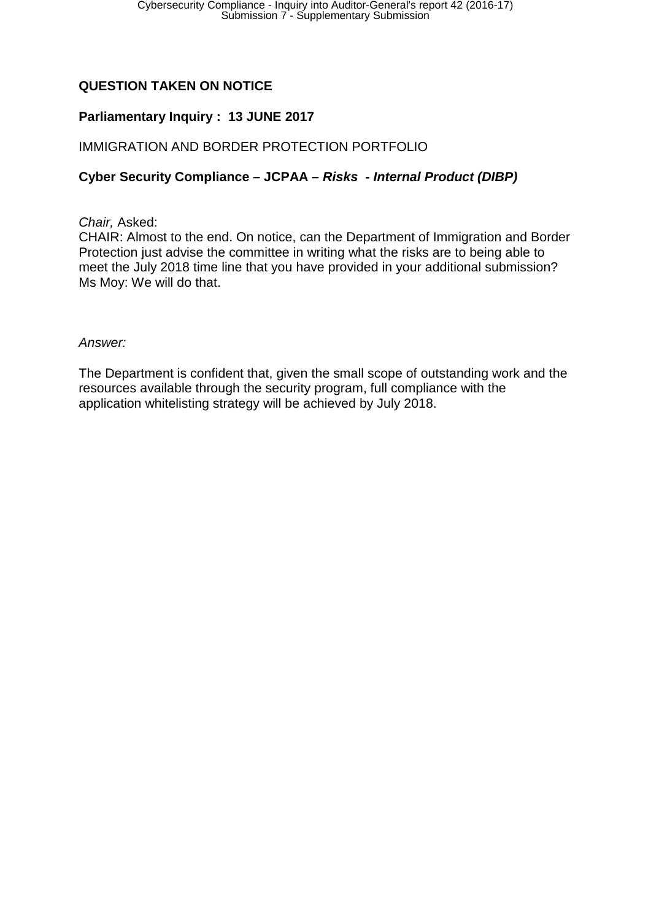**QUESTION TAKEN ON NOTICE**

**Parliamentary Inquiry : 13 JUNE 2017**

IMMIGRATION AND BORDER PROTECTION PORTFOLIO

**Cyber Security Compliance – JCPAA – *Risks - Internal Product (DIBP)***

*Chair,* Asked:
CHAIR: Almost to the end. On notice, can the Department of Immigration and Border Protection just advise the committee in writing what the risks are to being able to meet the July 2018 time line that you have provided in your additional submission?
Ms Moy: We will do that.

*Answer:*

The Department is confident that, given the small scope of outstanding work and the resources available through the security program, full compliance with the application whitelisting strategy will be achieved by July 2018.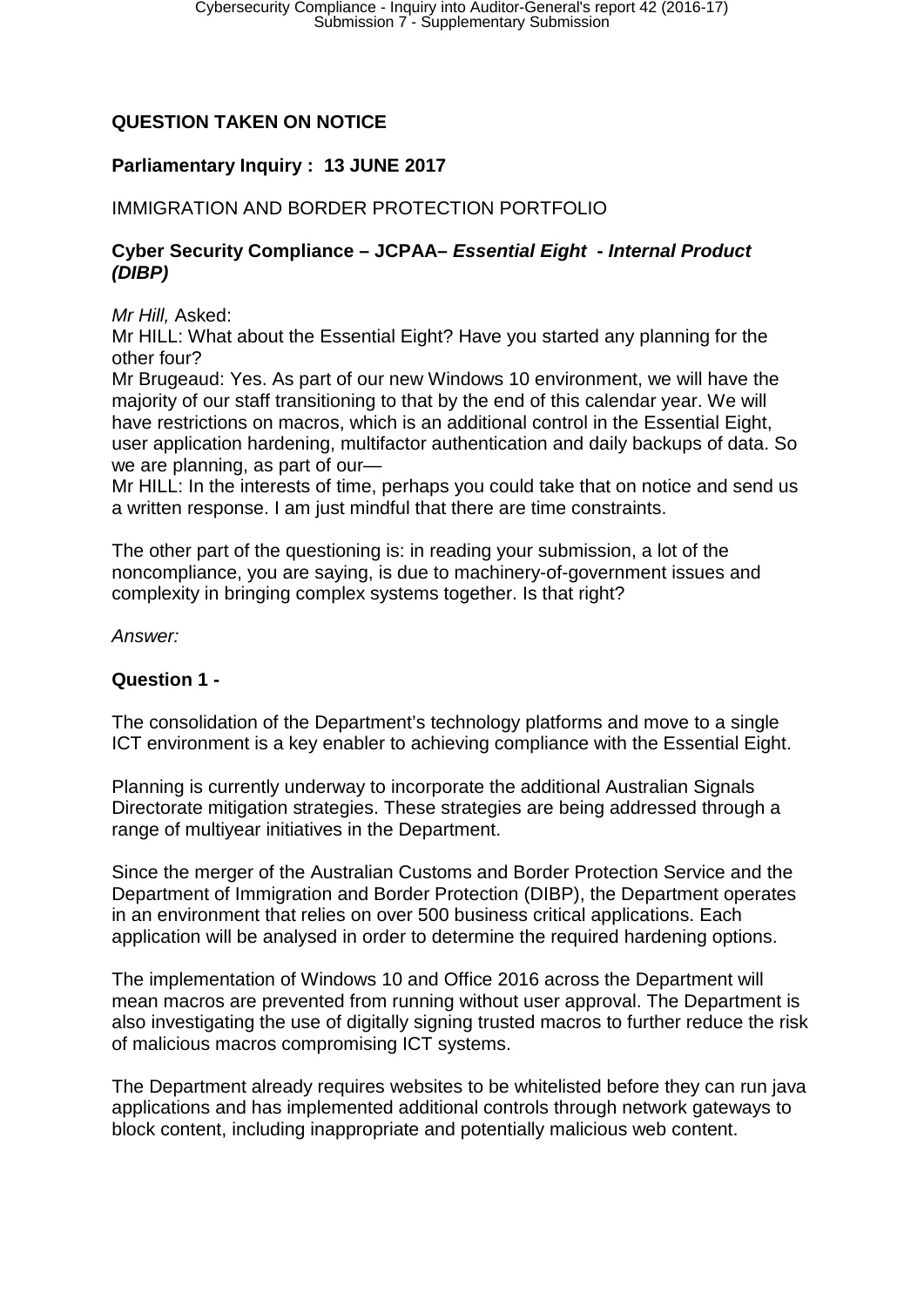**QUESTION TAKEN ON NOTICE**

**Parliamentary Inquiry : 13 JUNE 2017**

IMMIGRATION AND BORDER PROTECTION PORTFOLIO

**Cyber Security Compliance – JCPAA– *Essential Eight - Internal Product (DIBP)***

*Mr Hill,* Asked:

Mr HILL: What about the Essential Eight? Have you started any planning for the other four?

Mr Brugeaud: Yes. As part of our new Windows 10 environment, we will have the majority of our staff transitioning to that by the end of this calendar year. We will have restrictions on macros, which is an additional control in the Essential Eight, user application hardening, multifactor authentication and daily backups of data. So we are planning, as part of our—

Mr HILL: In the interests of time, perhaps you could take that on notice and send us a written response. I am just mindful that there are time constraints.

The other part of the questioning is: in reading your submission, a lot of the noncompliance, you are saying, is due to machinery-of-government issues and complexity in bringing complex systems together. Is that right?

*Answer:*

**Question 1 -**

The consolidation of the Department's technology platforms and move to a single ICT environment is a key enabler to achieving compliance with the Essential Eight.

Planning is currently underway to incorporate the additional Australian Signals Directorate mitigation strategies. These strategies are being addressed through a range of multiyear initiatives in the Department.

Since the merger of the Australian Customs and Border Protection Service and the Department of Immigration and Border Protection (DIBP), the Department operates in an environment that relies on over 500 business critical applications. Each application will be analysed in order to determine the required hardening options.

The implementation of Windows 10 and Office 2016 across the Department will mean macros are prevented from running without user approval. The Department is also investigating the use of digitally signing trusted macros to further reduce the risk of malicious macros compromising ICT systems.

The Department already requires websites to be whitelisted before they can run java applications and has implemented additional controls through network gateways to block content, including inappropriate and potentially malicious web content.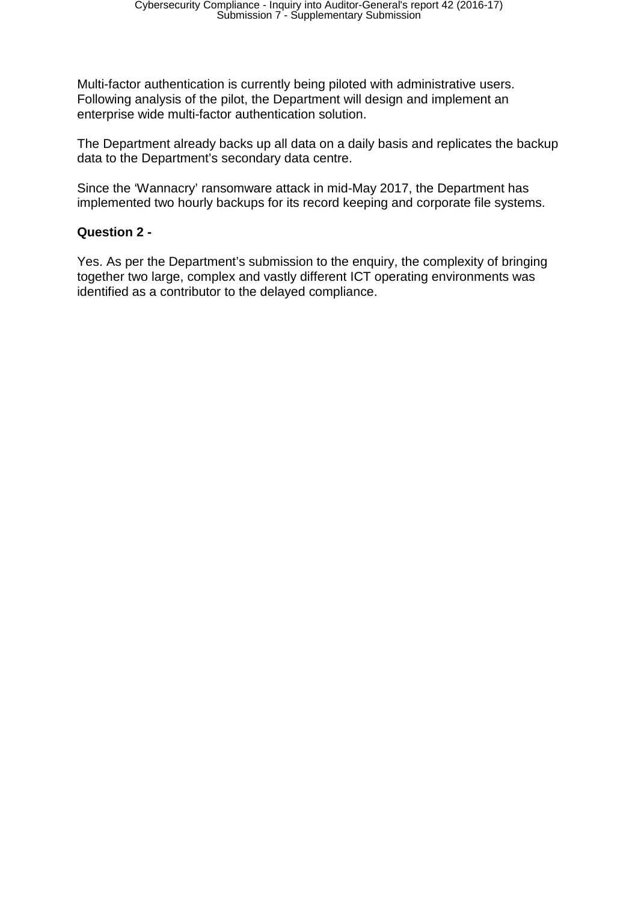Multi-factor authentication is currently being piloted with administrative users. Following analysis of the pilot, the Department will design and implement an enterprise wide multi-factor authentication solution.

The Department already backs up all data on a daily basis and replicates the backup data to the Department's secondary data centre.

Since the 'Wannacry' ransomware attack in mid-May 2017, the Department has implemented two hourly backups for its record keeping and corporate file systems.

**Question 2 -**

Yes. As per the Department's submission to the enquiry, the complexity of bringing together two large, complex and vastly different ICT operating environments was identified as a contributor to the delayed compliance.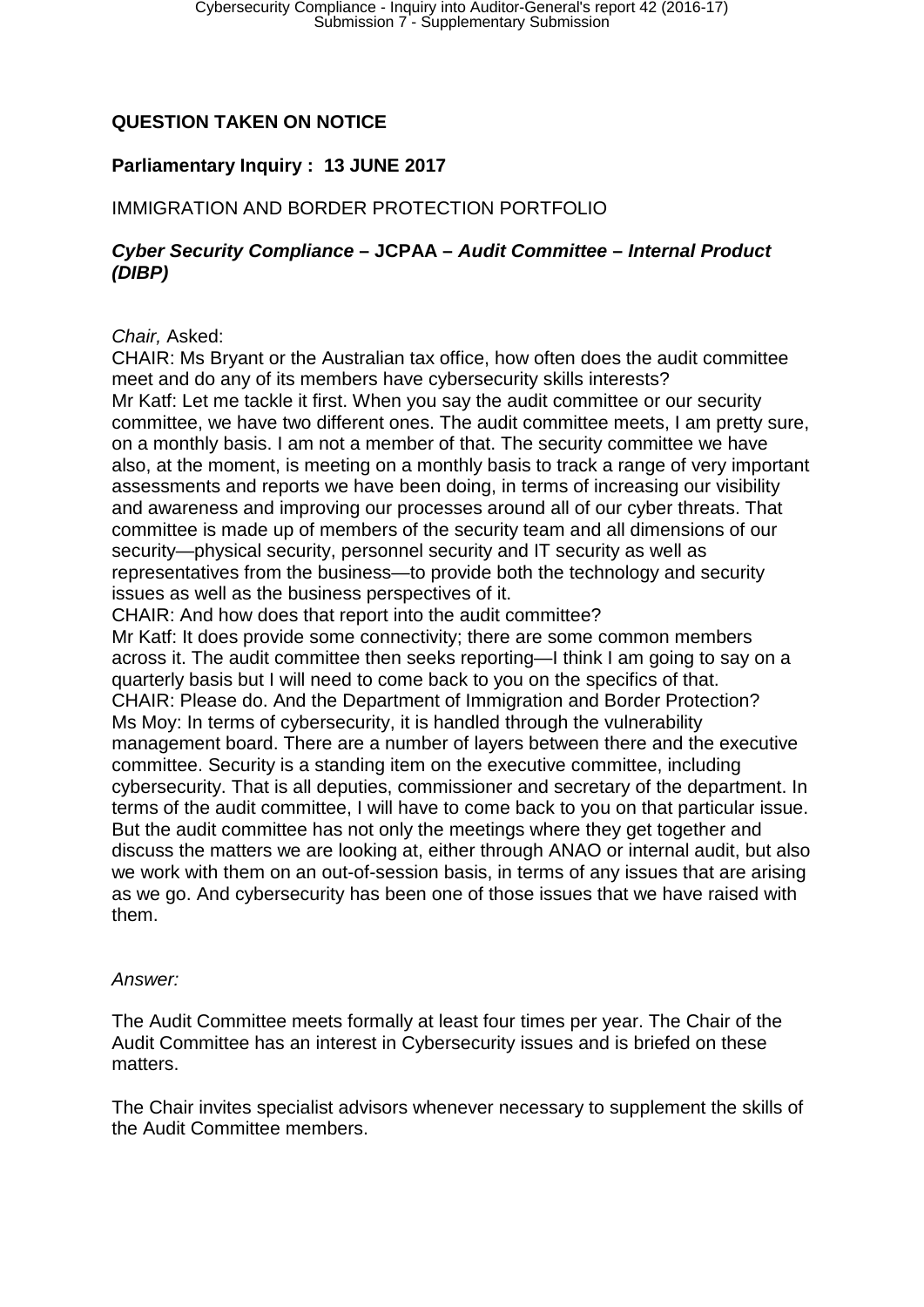**QUESTION TAKEN ON NOTICE**

**Parliamentary Inquiry : 13 JUNE 2017**

IMMIGRATION AND BORDER PROTECTION PORTFOLIO

***Cyber Security Compliance* – JCPAA – *Audit Committee – Internal Product (DIBP)***

*Chair,* Asked:

CHAIR: Ms Bryant or the Australian tax office, how often does the audit committee meet and do any of its members have cybersecurity skills interests?

Mr Katf: Let me tackle it first. When you say the audit committee or our security committee, we have two different ones. The audit committee meets, I am pretty sure, on a monthly basis. I am not a member of that. The security committee we have also, at the moment, is meeting on a monthly basis to track a range of very important assessments and reports we have been doing, in terms of increasing our visibility and awareness and improving our processes around all of our cyber threats. That committee is made up of members of the security team and all dimensions of our security—physical security, personnel security and IT security as well as representatives from the business—to provide both the technology and security issues as well as the business perspectives of it.

CHAIR: And how does that report into the audit committee?

Mr Katf: It does provide some connectivity; there are some common members across it. The audit committee then seeks reporting—I think I am going to say on a quarterly basis but I will need to come back to you on the specifics of that.

CHAIR: Please do. And the Department of Immigration and Border Protection?

Ms Moy: In terms of cybersecurity, it is handled through the vulnerability management board. There are a number of layers between there and the executive committee. Security is a standing item on the executive committee, including cybersecurity. That is all deputies, commissioner and secretary of the department. In terms of the audit committee, I will have to come back to you on that particular issue. But the audit committee has not only the meetings where they get together and discuss the matters we are looking at, either through ANAO or internal audit, but also we work with them on an out-of-session basis, in terms of any issues that are arising as we go. And cybersecurity has been one of those issues that we have raised with them.

*Answer:*

The Audit Committee meets formally at least four times per year. The Chair of the Audit Committee has an interest in Cybersecurity issues and is briefed on these matters.

The Chair invites specialist advisors whenever necessary to supplement the skills of the Audit Committee members.